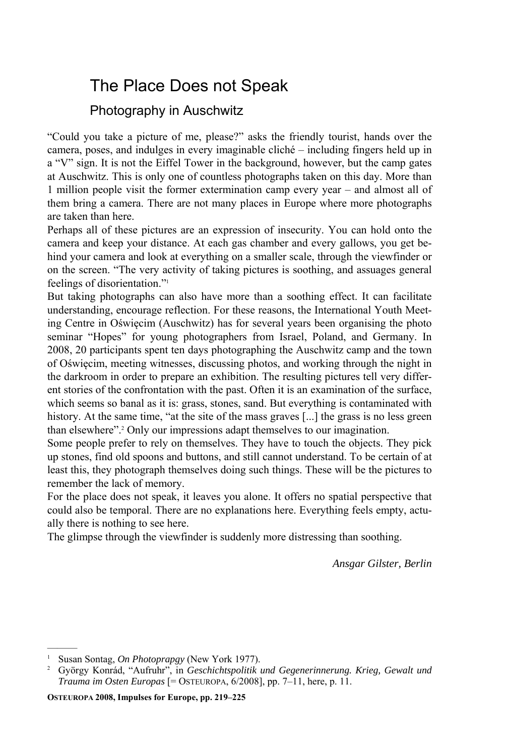# The Place Does not Speak

## Photography in Auschwitz

"Could you take a picture of me, please?" asks the friendly tourist, hands over the camera, poses, and indulges in every imaginable cliché – including fingers held up in a "V" sign. It is not the Eiffel Tower in the background, however, but the camp gates at Auschwitz. This is only one of countless photographs taken on this day. More than 1 million people visit the former extermination camp every year – and almost all of them bring a camera. There are not many places in Europe where more photographs are taken than here.

Perhaps all of these pictures are an expression of insecurity. You can hold onto the camera and keep your distance. At each gas chamber and every gallows, you get behind your camera and look at everything on a smaller scale, through the viewfinder or on the screen. "The very activity of taking pictures is soothing, and assuages general feelings of disorientation."[1]

But taking photographs can also have more than a soothing effect. It can facilitate understanding, encourage reflection. For these reasons, the International Youth Meeting Centre in Oświęcim (Auschwitz) has for several years been organising the photo seminar "Hopes" for young photographers from Israel, Poland, and Germany. In 2008, 20 participants spent ten days photographing the Auschwitz camp and the town of Oświęcim, meeting witnesses, discussing photos, and working through the night in the darkroom in order to prepare an exhibition. The resulting pictures tell very different stories of the confrontation with the past. Often it is an examination of the surface, which seems so banal as it is: grass, stones, sand. But everything is contaminated with history. At the same time, "at the site of the mass graves [...] the grass is no less green than elsewhere".[2] Only our impressions adapt themselves to our imagination.

Some people prefer to rely on themselves. They have to touch the objects. They pick up stones, find old spoons and buttons, and still cannot understand. To be certain of at least this, they photograph themselves doing such things. These will be the pictures to remember the lack of memory.

For the place does not speak, it leaves you alone. It offers no spatial perspective that could also be temporal. There are no explanations here. Everything feels empty, actually there is nothing to see here.

The glimpse through the viewfinder is suddenly more distressing than soothing.

*Ansgar Gilster, Berlin*

---

[1] Susan Sontag, *On Photoprapgy* (New York 1977).

[2] György Konrád, "Aufruhr", in *Geschichtspolitik und Gegenerinnerung. Krieg, Gewalt und Trauma im Osten Europas* [= OSTEUROPA, 6/2008], pp. 7–11, here, p. 11.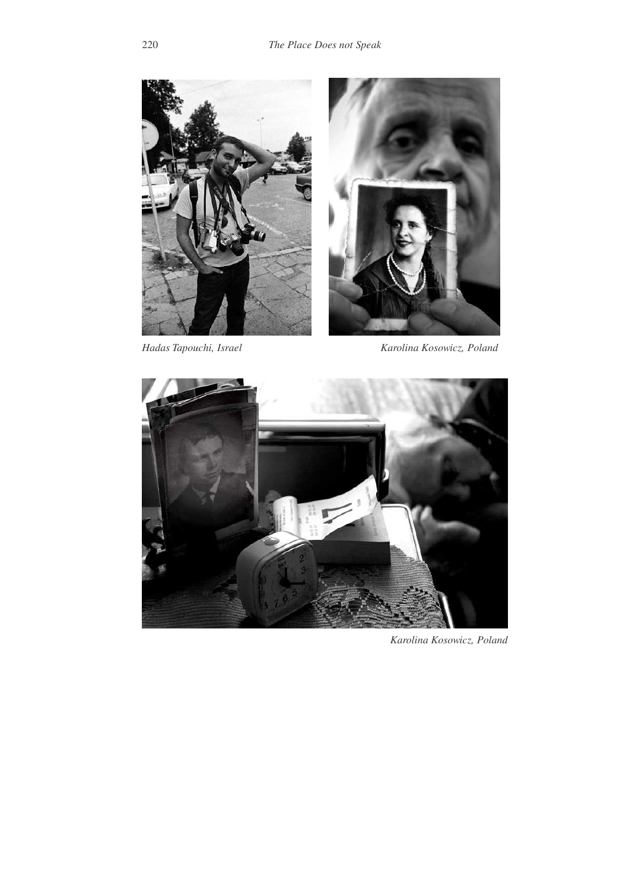*Hadas Tapouchi, Israel*

*Karolina Kosowicz, Poland*

*Karolina Kosowicz, Poland*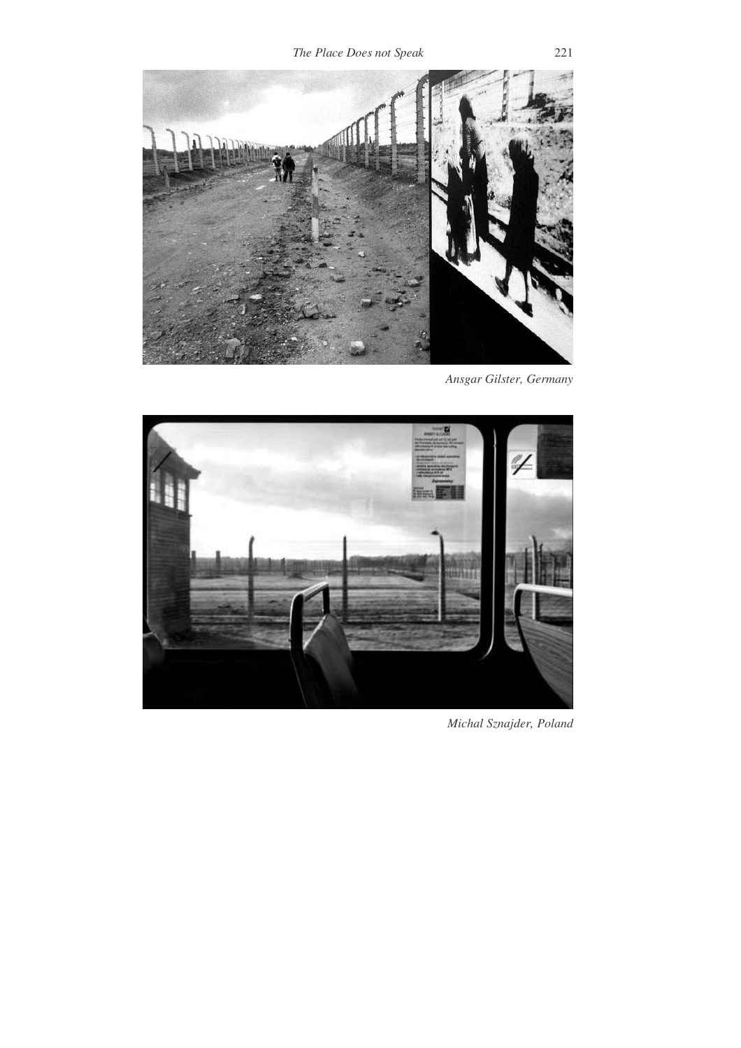*Ansgar Gilster, Germany*

*Michal Sznajder, Poland*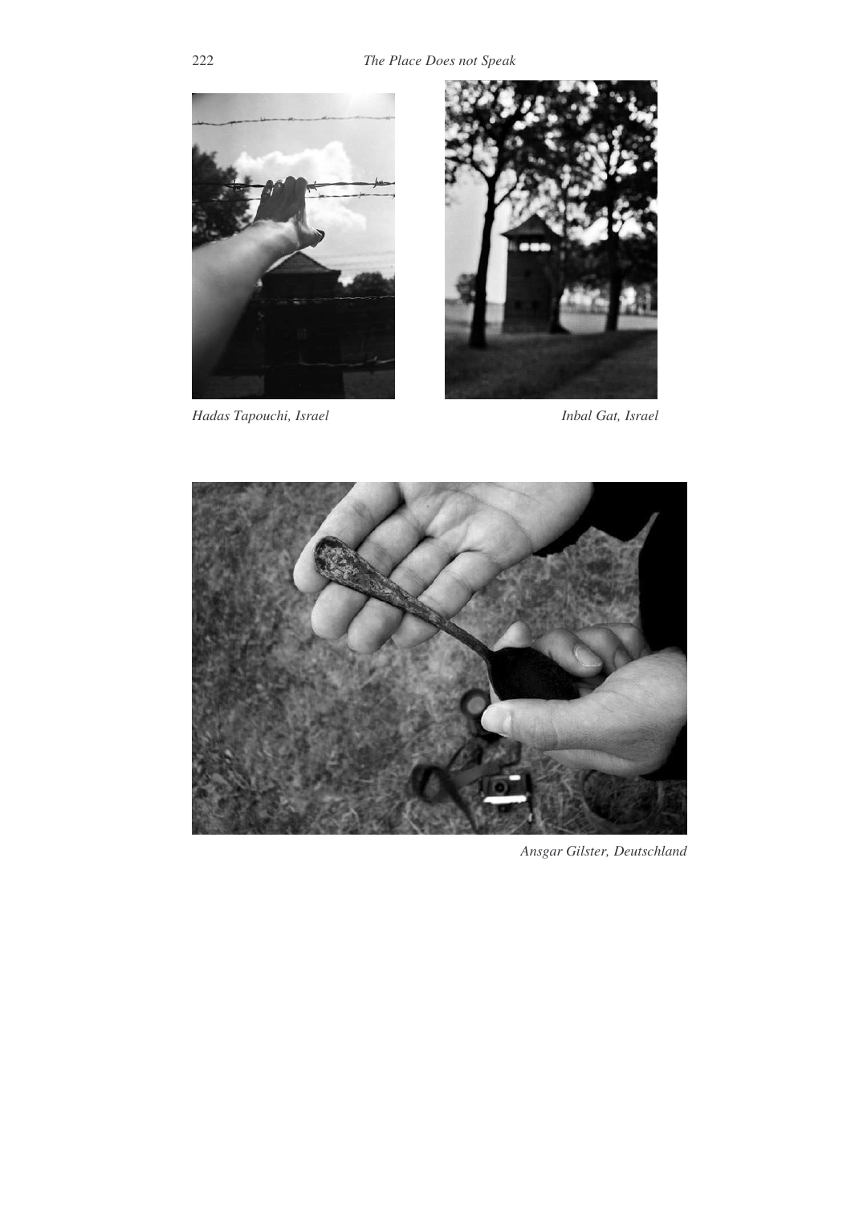*Hadas Tapouchi, Israel*

*Inbal Gat, Israel*

*Ansgar Gilster, Deutschland*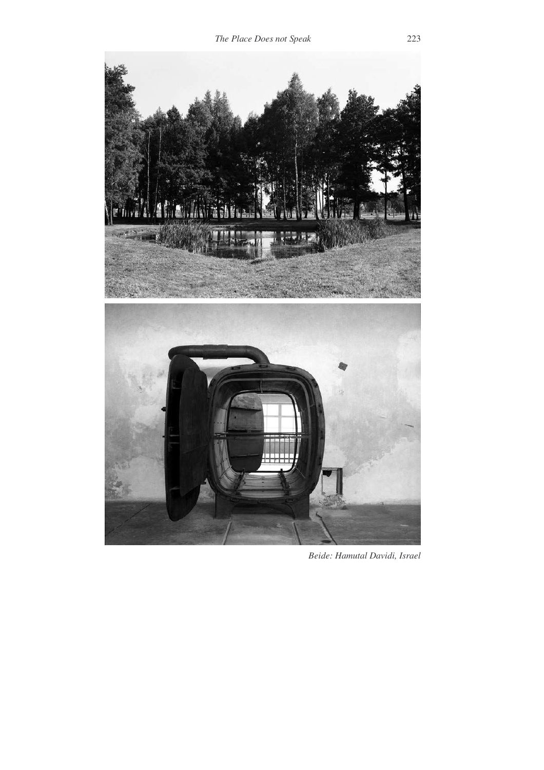*Beide: Hamutal Davidi, Israel*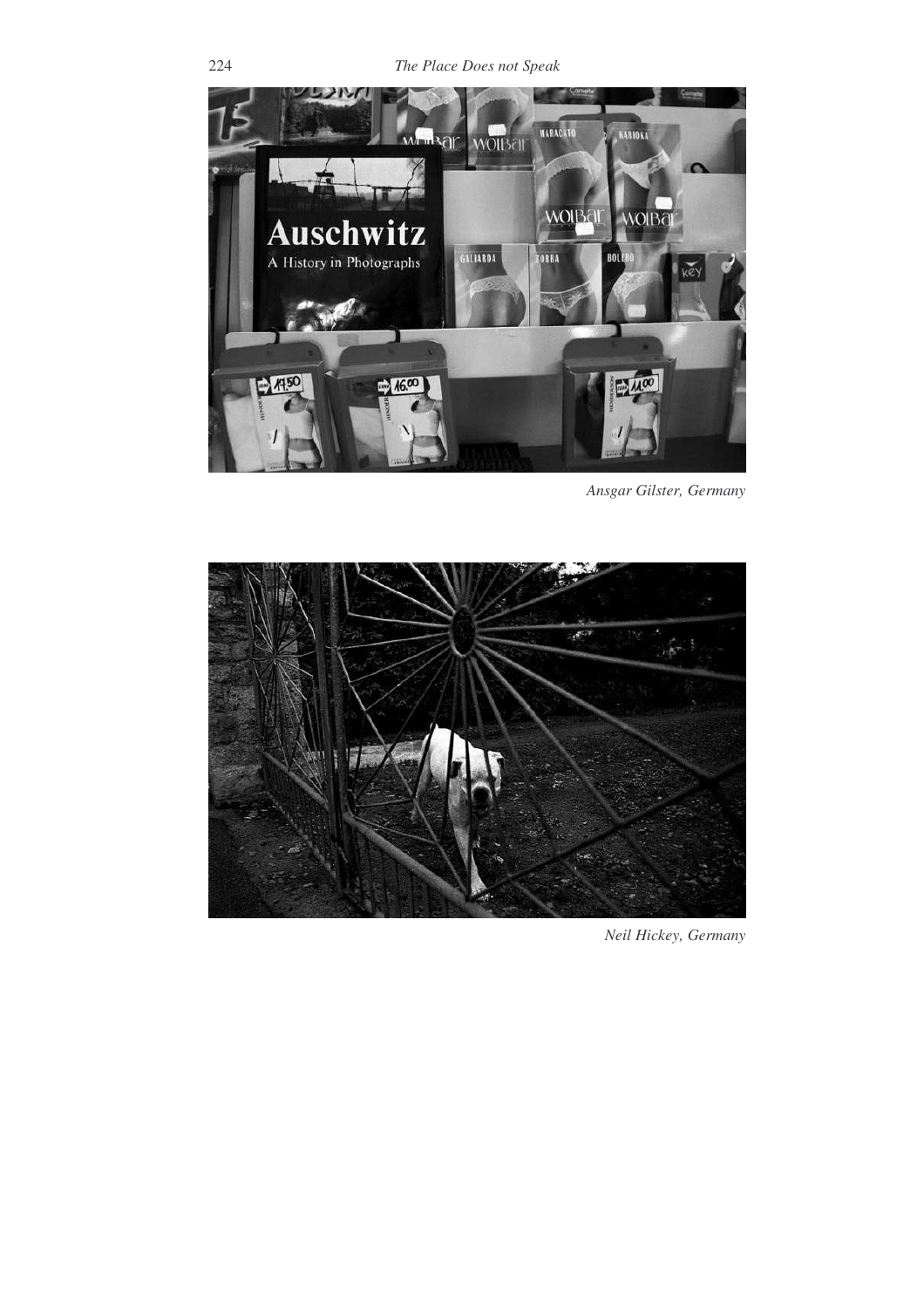*Ansgar Gilster, Germany*

*Neil Hickey, Germany*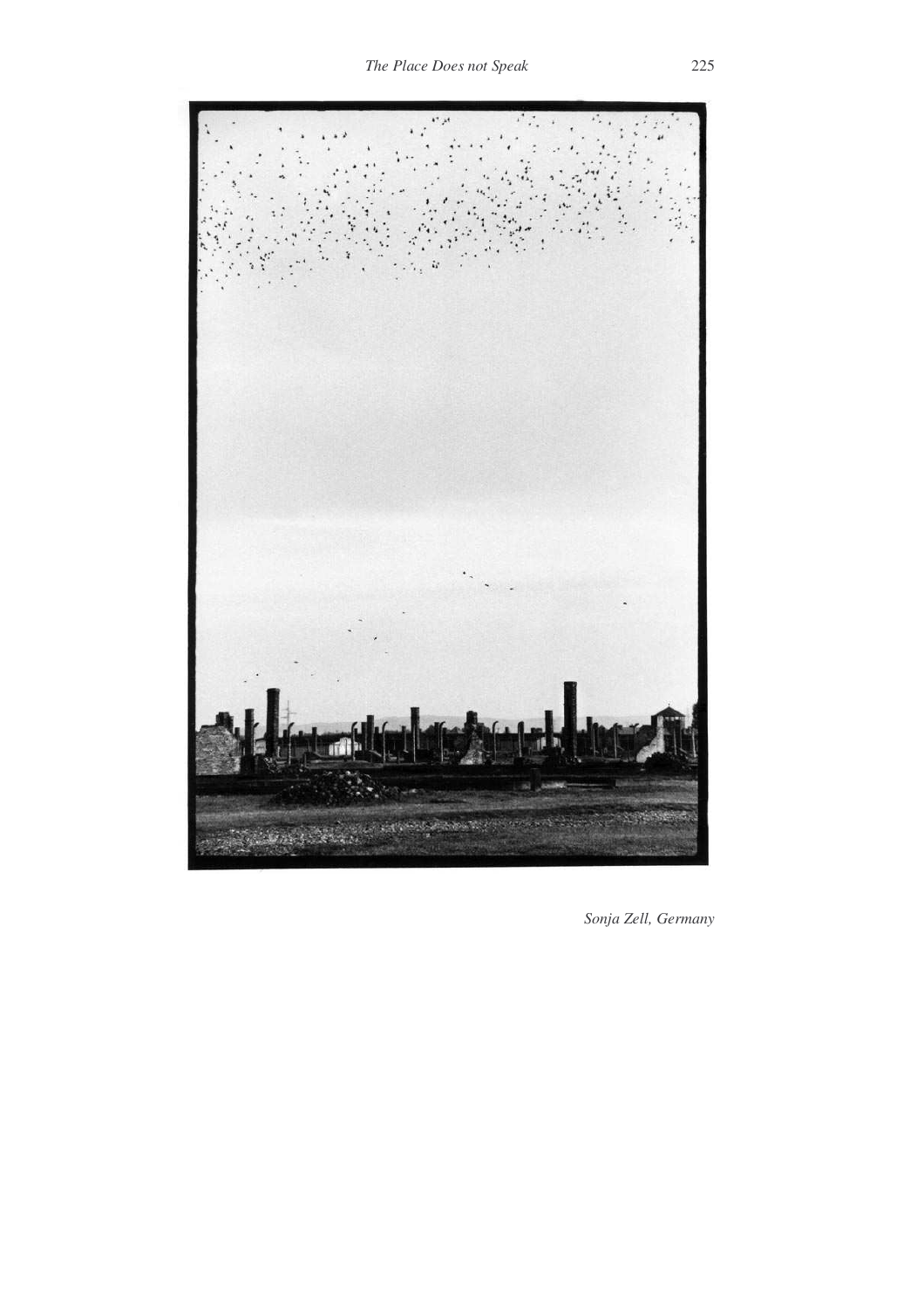*Sonja Zell, Germany*